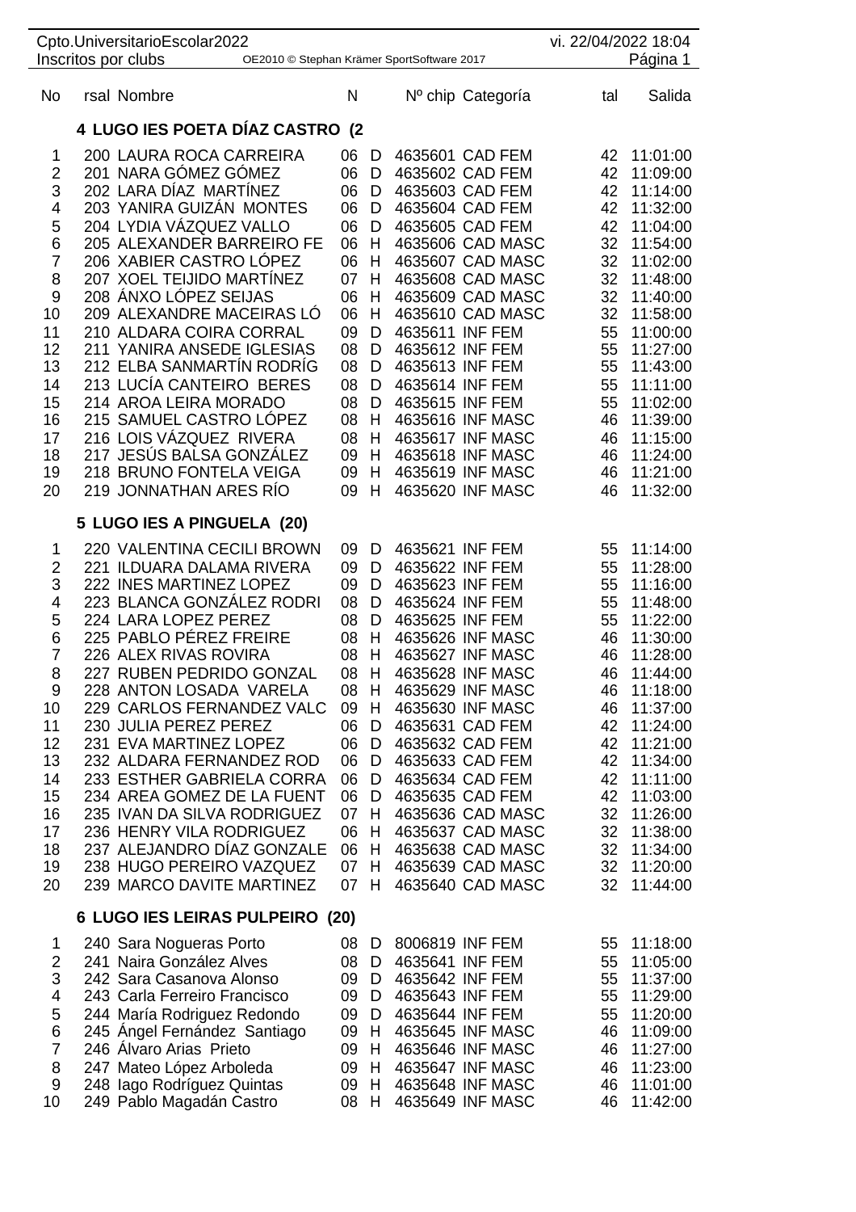Cpto.UniversitarioEscolar2022 — vi. 22/04/2022 18:04

Inscritos por clubs — OE2010 © Stephan Krämer SportSoftware 2017

| No | rsal | Nombre | N | | Nº chip | Categoría | tal | Salida |
|---|---|---|---|---|---|---|---|---|
| | | **4 LUGO IES POETA DÍAZ CASTRO (2** | | | | | | |
| 1 | 200 | LAURA ROCA CARREIRA | 06 | D | 4635601 | CAD FEM | 42 | 11:01:00 |
| 2 | 201 | NARA GÓMEZ GÓMEZ | 06 | D | 4635602 | CAD FEM | 42 | 11:09:00 |
| 3 | 202 | LARA DÍAZ MARTÍNEZ | 06 | D | 4635603 | CAD FEM | 42 | 11:14:00 |
| 4 | 203 | YANIRA GUIZÁN MONTES | 06 | D | 4635604 | CAD FEM | 42 | 11:32:00 |
| 5 | 204 | LYDIA VÁZQUEZ VALLO | 06 | D | 4635605 | CAD FEM | 42 | 11:04:00 |
| 6 | 205 | ALEXANDER BARREIRO FE | 06 | H | 4635606 | CAD MASC | 32 | 11:54:00 |
| 7 | 206 | XABIER CASTRO LÓPEZ | 06 | H | 4635607 | CAD MASC | 32 | 11:02:00 |
| 8 | 207 | XOEL TEIJIDO MARTÍNEZ | 07 | H | 4635608 | CAD MASC | 32 | 11:48:00 |
| 9 | 208 | ÁNXO LÓPEZ SEIJAS | 06 | H | 4635609 | CAD MASC | 32 | 11:40:00 |
| 10 | 209 | ALEXANDRE MACEIRAS LÓ | 06 | H | 4635610 | CAD MASC | 32 | 11:58:00 |
| 11 | 210 | ALDARA COIRA CORRAL | 09 | D | 4635611 | INF FEM | 55 | 11:00:00 |
| 12 | 211 | YANIRA ANSEDE IGLESIAS | 08 | D | 4635612 | INF FEM | 55 | 11:27:00 |
| 13 | 212 | ELBA SANMARTÍN RODRÍG | 08 | D | 4635613 | INF FEM | 55 | 11:43:00 |
| 14 | 213 | LUCÍA CANTEIRO BERES | 08 | D | 4635614 | INF FEM | 55 | 11:11:00 |
| 15 | 214 | AROA LEIRA MORADO | 08 | D | 4635615 | INF FEM | 55 | 11:02:00 |
| 16 | 215 | SAMUEL CASTRO LÓPEZ | 08 | H | 4635616 | INF MASC | 46 | 11:39:00 |
| 17 | 216 | LOIS VÁZQUEZ RIVERA | 08 | H | 4635617 | INF MASC | 46 | 11:15:00 |
| 18 | 217 | JESÚS BALSA GONZÁLEZ | 09 | H | 4635618 | INF MASC | 46 | 11:24:00 |
| 19 | 218 | BRUNO FONTELA VEIGA | 09 | H | 4635619 | INF MASC | 46 | 11:21:00 |
| 20 | 219 | JONNATHAN ARES RÍO | 09 | H | 4635620 | INF MASC | 46 | 11:32:00 |
| | | **5 LUGO IES A PINGUELA (20)** | | | | | | |
| 1 | 220 | VALENTINA CECILI BROWN | 09 | D | 4635621 | INF FEM | 55 | 11:14:00 |
| 2 | 221 | ILDUARA DALAMA RIVERA | 09 | D | 4635622 | INF FEM | 55 | 11:28:00 |
| 3 | 222 | INES MARTINEZ LOPEZ | 09 | D | 4635623 | INF FEM | 55 | 11:16:00 |
| 4 | 223 | BLANCA GONZÁLEZ RODRI | 08 | D | 4635624 | INF FEM | 55 | 11:48:00 |
| 5 | 224 | LARA LOPEZ PEREZ | 08 | D | 4635625 | INF FEM | 55 | 11:22:00 |
| 6 | 225 | PABLO PÉREZ FREIRE | 08 | H | 4635626 | INF MASC | 46 | 11:30:00 |
| 7 | 226 | ALEX RIVAS ROVIRA | 08 | H | 4635627 | INF MASC | 46 | 11:28:00 |
| 8 | 227 | RUBEN PEDRIDO GONZAL | 08 | H | 4635628 | INF MASC | 46 | 11:44:00 |
| 9 | 228 | ANTON LOSADA VARELA | 08 | H | 4635629 | INF MASC | 46 | 11:18:00 |
| 10 | 229 | CARLOS FERNANDEZ VALC | 09 | H | 4635630 | INF MASC | 46 | 11:37:00 |
| 11 | 230 | JULIA PEREZ PEREZ | 06 | D | 4635631 | CAD FEM | 42 | 11:24:00 |
| 12 | 231 | EVA MARTINEZ LOPEZ | 06 | D | 4635632 | CAD FEM | 42 | 11:21:00 |
| 13 | 232 | ALDARA FERNANDEZ ROD | 06 | D | 4635633 | CAD FEM | 42 | 11:34:00 |
| 14 | 233 | ESTHER GABRIELA CORRA | 06 | D | 4635634 | CAD FEM | 42 | 11:11:00 |
| 15 | 234 | AREA GOMEZ DE LA FUENT | 06 | D | 4635635 | CAD FEM | 42 | 11:03:00 |
| 16 | 235 | IVAN DA SILVA RODRIGUEZ | 07 | H | 4635636 | CAD MASC | 32 | 11:26:00 |
| 17 | 236 | HENRY VILA RODRIGUEZ | 06 | H | 4635637 | CAD MASC | 32 | 11:38:00 |
| 18 | 237 | ALEJANDRO DÍAZ GONZALE | 06 | H | 4635638 | CAD MASC | 32 | 11:34:00 |
| 19 | 238 | HUGO PEREIRO VAZQUEZ | 07 | H | 4635639 | CAD MASC | 32 | 11:20:00 |
| 20 | 239 | MARCO DAVITE MARTINEZ | 07 | H | 4635640 | CAD MASC | 32 | 11:44:00 |
| | | **6 LUGO IES LEIRAS PULPEIRO (20)** | | | | | | |
| 1 | 240 | Sara Nogueras Porto | 08 | D | 8006819 | INF FEM | 55 | 11:18:00 |
| 2 | 241 | Naira González Alves | 08 | D | 4635641 | INF FEM | 55 | 11:05:00 |
| 3 | 242 | Sara Casanova Alonso | 09 | D | 4635642 | INF FEM | 55 | 11:37:00 |
| 4 | 243 | Carla Ferreiro Francisco | 09 | D | 4635643 | INF FEM | 55 | 11:29:00 |
| 5 | 244 | María Rodriguez Redondo | 09 | D | 4635644 | INF FEM | 55 | 11:20:00 |
| 6 | 245 | Ángel Fernández Santiago | 09 | H | 4635645 | INF MASC | 46 | 11:09:00 |
| 7 | 246 | Álvaro Arias Prieto | 09 | H | 4635646 | INF MASC | 46 | 11:27:00 |
| 8 | 247 | Mateo López Arboleda | 09 | H | 4635647 | INF MASC | 46 | 11:23:00 |
| 9 | 248 | Iago Rodríguez Quintas | 09 | H | 4635648 | INF MASC | 46 | 11:01:00 |
| 10 | 249 | Pablo Magadán Castro | 08 | H | 4635649 | INF MASC | 46 | 11:42:00 |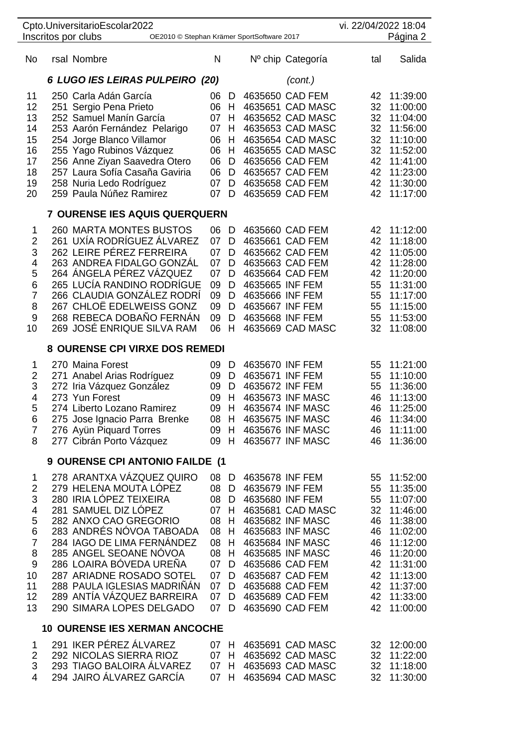| No | rsal | Nombre | N | | Nº chip | Categoría | tal | Salida |
|---|---|---|---|---|---|---|---|---|
| | | ***6 LUGO IES LEIRAS PULPEIRO (20)*** | | | | *(cont.)* | | |
| 11 | 250 | Carla Adán García | 06 | D | 4635650 | CAD FEM | 42 | 11:39:00 |
| 12 | 251 | Sergio Pena Prieto | 06 | H | 4635651 | CAD MASC | 32 | 11:00:00 |
| 13 | 252 | Samuel Manín García | 07 | H | 4635652 | CAD MASC | 32 | 11:04:00 |
| 14 | 253 | Aarón Fernández Pelarigo | 07 | H | 4635653 | CAD MASC | 32 | 11:56:00 |
| 15 | 254 | Jorge Blanco Villamor | 06 | H | 4635654 | CAD MASC | 32 | 11:10:00 |
| 16 | 255 | Yago Rubinos Vázquez | 06 | H | 4635655 | CAD MASC | 32 | 11:52:00 |
| 17 | 256 | Anne Ziyan Saavedra Otero | 06 | D | 4635656 | CAD FEM | 42 | 11:41:00 |
| 18 | 257 | Laura Sofía Casaña Gaviria | 06 | D | 4635657 | CAD FEM | 42 | 11:23:00 |
| 19 | 258 | Nuria Ledo Rodríguez | 07 | D | 4635658 | CAD FEM | 42 | 11:30:00 |
| 20 | 259 | Paula Núñez Ramirez | 07 | D | 4635659 | CAD FEM | 42 | 11:17:00 |
| | | **7 OURENSE IES AQUIS QUERQUERN** | | | | | | |
| 1 | 260 | MARTA MONTES BUSTOS | 06 | D | 4635660 | CAD FEM | 42 | 11:12:00 |
| 2 | 261 | UXÍA RODRÍGUEZ ÁLVAREZ | 07 | D | 4635661 | CAD FEM | 42 | 11:18:00 |
| 3 | 262 | LEIRE PÉREZ FERREIRA | 07 | D | 4635662 | CAD FEM | 42 | 11:05:00 |
| 4 | 263 | ANDREA FIDALGO GONZÁL | 07 | D | 4635663 | CAD FEM | 42 | 11:28:00 |
| 5 | 264 | ÁNGELA PÉREZ VÁZQUEZ | 07 | D | 4635664 | CAD FEM | 42 | 11:20:00 |
| 6 | 265 | LUCÍA RANDINO RODRÍGUE | 09 | D | 4635665 | INF FEM | 55 | 11:31:00 |
| 7 | 266 | CLAUDIA GONZÁLEZ RODRÍ | 09 | D | 4635666 | INF FEM | 55 | 11:17:00 |
| 8 | 267 | CHLOË EDELWEISS GONZ | 09 | D | 4635667 | INF FEM | 55 | 11:15:00 |
| 9 | 268 | REBECA DOBAÑO FERNÁN | 09 | D | 4635668 | INF FEM | 55 | 11:53:00 |
| 10 | 269 | JOSÉ ENRIQUE SILVA RAM | 06 | H | 4635669 | CAD MASC | 32 | 11:08:00 |
| | | **8 OURENSE CPI VIRXE DOS REMEDI** | | | | | | |
| 1 | 270 | Maina Forest | 09 | D | 4635670 | INF FEM | 55 | 11:21:00 |
| 2 | 271 | Anabel Arias Rodríguez | 09 | D | 4635671 | INF FEM | 55 | 11:10:00 |
| 3 | 272 | Iria Vázquez González | 09 | D | 4635672 | INF FEM | 55 | 11:36:00 |
| 4 | 273 | Yun Forest | 09 | H | 4635673 | INF MASC | 46 | 11:13:00 |
| 5 | 274 | Liberto Lozano Ramirez | 09 | H | 4635674 | INF MASC | 46 | 11:25:00 |
| 6 | 275 | Jose Ignacio Parra Brenke | 08 | H | 4635675 | INF MASC | 46 | 11:34:00 |
| 7 | 276 | Ayün Piquard Torres | 09 | H | 4635676 | INF MASC | 46 | 11:11:00 |
| 8 | 277 | Cibrán Porto Vázquez | 09 | H | 4635677 | INF MASC | 46 | 11:36:00 |
| | | **9 OURENSE CPI ANTONIO FAILDE (1** | | | | | | |
| 1 | 278 | ARANTXA VÁZQUEZ QUIRO | 08 | D | 4635678 | INF FEM | 55 | 11:52:00 |
| 2 | 279 | HELENA MOUTA LÓPEZ | 08 | D | 4635679 | INF FEM | 55 | 11:35:00 |
| 3 | 280 | IRIA LÓPEZ TEIXEIRA | 08 | D | 4635680 | INF FEM | 55 | 11:07:00 |
| 4 | 281 | SAMUEL DIZ LÓPEZ | 07 | H | 4635681 | CAD MASC | 32 | 11:46:00 |
| 5 | 282 | ANXO CAO GREGORIO | 08 | H | 4635682 | INF MASC | 46 | 11:38:00 |
| 6 | 283 | ANDRÉS NÓVOA TABOADA | 08 | H | 4635683 | INF MASC | 46 | 11:02:00 |
| 7 | 284 | IAGO DE LIMA FERNÁNDEZ | 08 | H | 4635684 | INF MASC | 46 | 11:12:00 |
| 8 | 285 | ANGEL SEOANE NÓVOA | 08 | H | 4635685 | INF MASC | 46 | 11:20:00 |
| 9 | 286 | LOAIRA BÓVEDA UREÑA | 07 | D | 4635686 | CAD FEM | 42 | 11:31:00 |
| 10 | 287 | ARIADNE ROSADO SOTEL | 07 | D | 4635687 | CAD FEM | 42 | 11:13:00 |
| 11 | 288 | PAULA IGLESIAS MADRIÑÁN | 07 | D | 4635688 | CAD FEM | 42 | 11:37:00 |
| 12 | 289 | ANTÍA VÁZQUEZ BARREIRA | 07 | D | 4635689 | CAD FEM | 42 | 11:33:00 |
| 13 | 290 | SIMARA LOPES DELGADO | 07 | D | 4635690 | CAD FEM | 42 | 11:00:00 |
| | | **10 OURENSE IES XERMAN ANCOCHE** | | | | | | |
| 1 | 291 | IKER PÉREZ ÁLVAREZ | 07 | H | 4635691 | CAD MASC | 32 | 12:00:00 |
| 2 | 292 | NICOLAS SIERRA RIOZ | 07 | H | 4635692 | CAD MASC | 32 | 11:22:00 |
| 3 | 293 | TIAGO BALOIRA ÁLVAREZ | 07 | H | 4635693 | CAD MASC | 32 | 11:18:00 |
| 4 | 294 | JAIRO ÁLVAREZ GARCÍA | 07 | H | 4635694 | CAD MASC | 32 | 11:30:00 |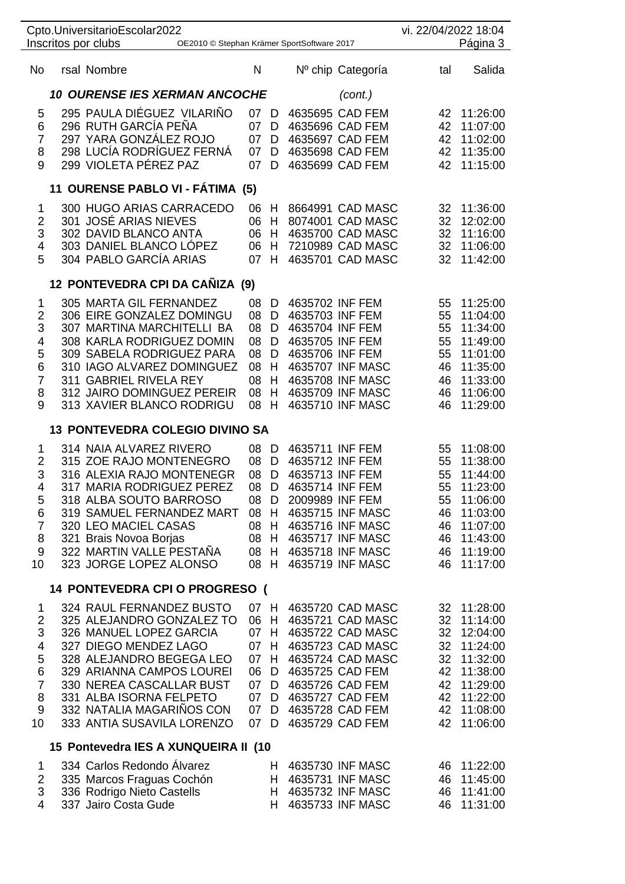| No | rsal | Nombre | N | | Nº chip | Categoría | tal | Salida |
|---|---|---|---|---|---|---|---|---|
| | | ***10 OURENSE IES XERMAN ANCOCHE*** | | | | *(cont.)* | | |
| 5 | 295 | PAULA DIÉGUEZ VILARIÑO | 07 | D | 4635695 | CAD FEM | 42 | 11:26:00 |
| 6 | 296 | RUTH GARCÍA PEÑA | 07 | D | 4635696 | CAD FEM | 42 | 11:07:00 |
| 7 | 297 | YARA GONZÁLEZ ROJO | 07 | D | 4635697 | CAD FEM | 42 | 11:02:00 |
| 8 | 298 | LUCÍA RODRÍGUEZ FERNÁ | 07 | D | 4635698 | CAD FEM | 42 | 11:35:00 |
| 9 | 299 | VIOLETA PÉREZ PAZ | 07 | D | 4635699 | CAD FEM | 42 | 11:15:00 |
| | | **11 OURENSE PABLO VI - FÁTIMA (5)** | | | | | | |
| 1 | 300 | HUGO ARIAS CARRACEDO | 06 | H | 8664991 | CAD MASC | 32 | 11:36:00 |
| 2 | 301 | JOSÉ ARIAS NIEVES | 06 | H | 8074001 | CAD MASC | 32 | 12:02:00 |
| 3 | 302 | DAVID BLANCO ANTA | 06 | H | 4635700 | CAD MASC | 32 | 11:16:00 |
| 4 | 303 | DANIEL BLANCO LÓPEZ | 06 | H | 7210989 | CAD MASC | 32 | 11:06:00 |
| 5 | 304 | PABLO GARCÍA ARIAS | 07 | H | 4635701 | CAD MASC | 32 | 11:42:00 |
| | | **12 PONTEVEDRA CPI DA CAÑIZA (9)** | | | | | | |
| 1 | 305 | MARTA GIL FERNANDEZ | 08 | D | 4635702 | INF FEM | 55 | 11:25:00 |
| 2 | 306 | EIRE GONZALEZ DOMINGU | 08 | D | 4635703 | INF FEM | 55 | 11:04:00 |
| 3 | 307 | MARTINA MARCHITELLI BA | 08 | D | 4635704 | INF FEM | 55 | 11:34:00 |
| 4 | 308 | KARLA RODRIGUEZ DOMIN | 08 | D | 4635705 | INF FEM | 55 | 11:49:00 |
| 5 | 309 | SABELA RODRIGUEZ PARA | 08 | D | 4635706 | INF FEM | 55 | 11:01:00 |
| 6 | 310 | IAGO ALVAREZ DOMINGUEZ | 08 | H | 4635707 | INF MASC | 46 | 11:35:00 |
| 7 | 311 | GABRIEL RIVELA REY | 08 | H | 4635708 | INF MASC | 46 | 11:33:00 |
| 8 | 312 | JAIRO DOMINGUEZ PEREIR | 08 | H | 4635709 | INF MASC | 46 | 11:06:00 |
| 9 | 313 | XAVIER BLANCO RODRIGU | 08 | H | 4635710 | INF MASC | 46 | 11:29:00 |
| | | **13 PONTEVEDRA COLEGIO DIVINO SA** | | | | | | |
| 1 | 314 | NAIA ALVAREZ RIVERO | 08 | D | 4635711 | INF FEM | 55 | 11:08:00 |
| 2 | 315 | ZOE RAJO MONTENEGRO | 08 | D | 4635712 | INF FEM | 55 | 11:38:00 |
| 3 | 316 | ALEXIA RAJO MONTENEGR | 08 | D | 4635713 | INF FEM | 55 | 11:44:00 |
| 4 | 317 | MARIA RODRIGUEZ PEREZ | 08 | D | 4635714 | INF FEM | 55 | 11:23:00 |
| 5 | 318 | ALBA SOUTO BARROSO | 08 | D | 2009989 | INF FEM | 55 | 11:06:00 |
| 6 | 319 | SAMUEL FERNANDEZ MART | 08 | H | 4635715 | INF MASC | 46 | 11:03:00 |
| 7 | 320 | LEO MACIEL CASAS | 08 | H | 4635716 | INF MASC | 46 | 11:07:00 |
| 8 | 321 | Brais Novoa Borjas | 08 | H | 4635717 | INF MASC | 46 | 11:43:00 |
| 9 | 322 | MARTIN VALLE PESTAÑA | 08 | H | 4635718 | INF MASC | 46 | 11:19:00 |
| 10 | 323 | JORGE LOPEZ ALONSO | 08 | H | 4635719 | INF MASC | 46 | 11:17:00 |
| | | **14 PONTEVEDRA CPI O PROGRESO (** | | | | | | |
| 1 | 324 | RAUL FERNANDEZ BUSTO | 07 | H | 4635720 | CAD MASC | 32 | 11:28:00 |
| 2 | 325 | ALEJANDRO GONZALEZ TO | 06 | H | 4635721 | CAD MASC | 32 | 11:14:00 |
| 3 | 326 | MANUEL LOPEZ GARCIA | 07 | H | 4635722 | CAD MASC | 32 | 12:04:00 |
| 4 | 327 | DIEGO MENDEZ LAGO | 07 | H | 4635723 | CAD MASC | 32 | 11:24:00 |
| 5 | 328 | ALEJANDRO BEGEGA LEO | 07 | H | 4635724 | CAD MASC | 32 | 11:32:00 |
| 6 | 329 | ARIANNA CAMPOS LOUREI | 06 | D | 4635725 | CAD FEM | 42 | 11:38:00 |
| 7 | 330 | NEREA CASCALLAR BUST | 07 | D | 4635726 | CAD FEM | 42 | 11:29:00 |
| 8 | 331 | ALBA ISORNA FELPETO | 07 | D | 4635727 | CAD FEM | 42 | 11:22:00 |
| 9 | 332 | NATALIA MAGARIÑOS CON | 07 | D | 4635728 | CAD FEM | 42 | 11:08:00 |
| 10 | 333 | ANTIA SUSAVILA LORENZO | 07 | D | 4635729 | CAD FEM | 42 | 11:06:00 |
| | | **15 Pontevedra IES A XUNQUEIRA II (10** | | | | | | |
| 1 | 334 | Carlos Redondo Álvarez | | H | 4635730 | INF MASC | 46 | 11:22:00 |
| 2 | 335 | Marcos Fraguas Cochón | | H | 4635731 | INF MASC | 46 | 11:45:00 |
| 3 | 336 | Rodrigo Nieto Castells | | H | 4635732 | INF MASC | 46 | 11:41:00 |
| 4 | 337 | Jairo Costa Gude | | H | 4635733 | INF MASC | 46 | 11:31:00 |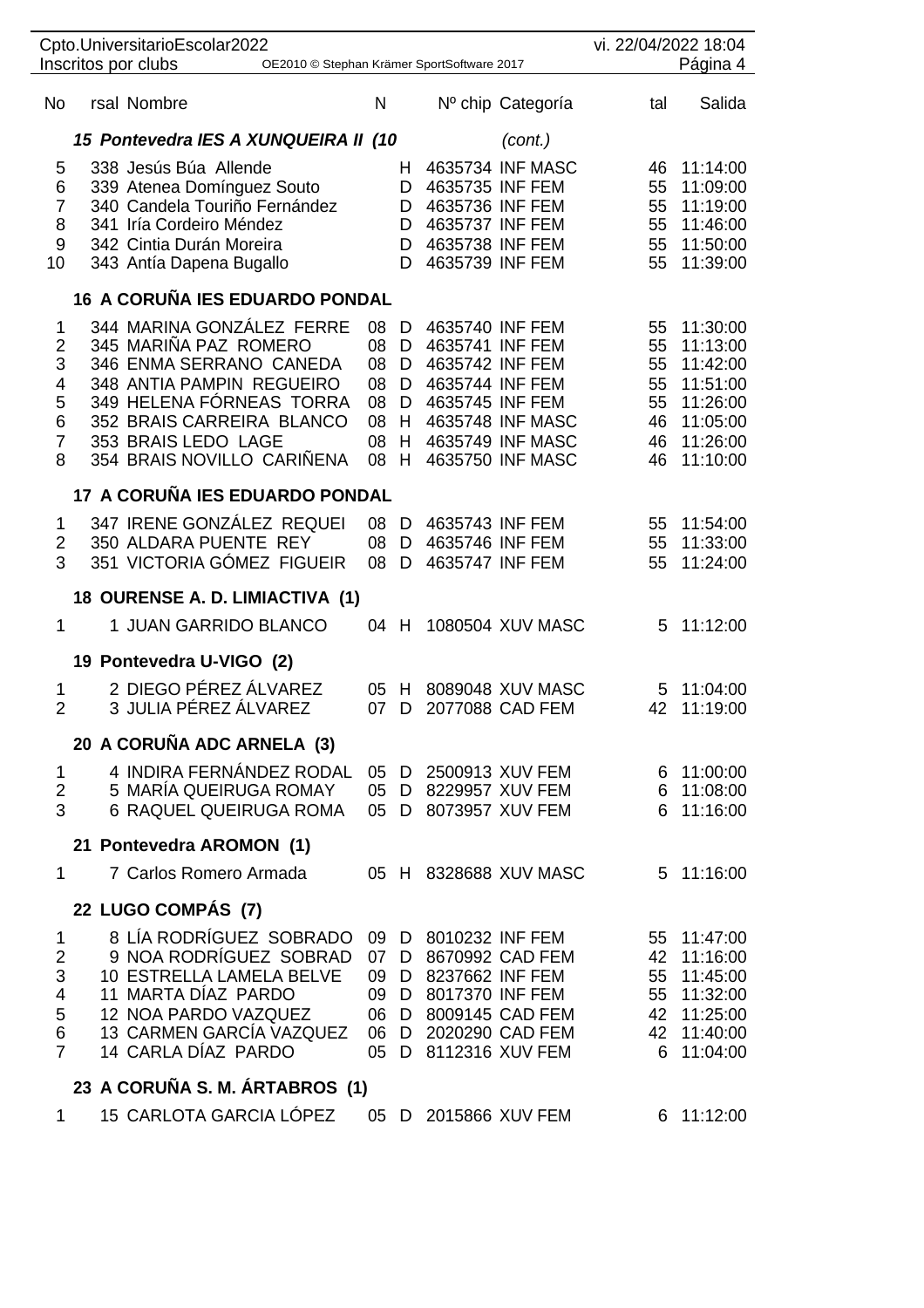| No | rsal | Nombre | N | | Nº chip | Categoría | tal | Salida |
|---|---|---|---|---|---|---|---|---|
| | | ***15 Pontevedra IES A XUNQUEIRA II (10*** | | | | *(cont.)* | | |
| 5 | 338 | Jesús Búa Allende | | H | 4635734 | INF MASC | 46 | 11:14:00 |
| 6 | 339 | Atenea Domínguez Souto | | D | 4635735 | INF FEM | 55 | 11:09:00 |
| 7 | 340 | Candela Touriño Fernández | | D | 4635736 | INF FEM | 55 | 11:19:00 |
| 8 | 341 | Iría Cordeiro Méndez | | D | 4635737 | INF FEM | 55 | 11:46:00 |
| 9 | 342 | Cintia Durán Moreira | | D | 4635738 | INF FEM | 55 | 11:50:00 |
| 10 | 343 | Antía Dapena Bugallo | | D | 4635739 | INF FEM | 55 | 11:39:00 |
| | | **16 A CORUÑA IES EDUARDO PONDAL** | | | | | | |
| 1 | 344 | MARINA GONZÁLEZ FERRE | 08 | D | 4635740 | INF FEM | 55 | 11:30:00 |
| 2 | 345 | MARIÑA PAZ ROMERO | 08 | D | 4635741 | INF FEM | 55 | 11:13:00 |
| 3 | 346 | ENMA SERRANO CANEDA | 08 | D | 4635742 | INF FEM | 55 | 11:42:00 |
| 4 | 348 | ANTIA PAMPIN REGUEIRO | 08 | D | 4635744 | INF FEM | 55 | 11:51:00 |
| 5 | 349 | HELENA FÓRNEAS TORRA | 08 | D | 4635745 | INF FEM | 55 | 11:26:00 |
| 6 | 352 | BRAIS CARREIRA BLANCO | 08 | H | 4635748 | INF MASC | 46 | 11:05:00 |
| 7 | 353 | BRAIS LEDO LAGE | 08 | H | 4635749 | INF MASC | 46 | 11:26:00 |
| 8 | 354 | BRAIS NOVILLO CARIÑENA | 08 | H | 4635750 | INF MASC | 46 | 11:10:00 |
| | | **17 A CORUÑA IES EDUARDO PONDAL** | | | | | | |
| 1 | 347 | IRENE GONZÁLEZ REQUEI | 08 | D | 4635743 | INF FEM | 55 | 11:54:00 |
| 2 | 350 | ALDARA PUENTE REY | 08 | D | 4635746 | INF FEM | 55 | 11:33:00 |
| 3 | 351 | VICTORIA GÓMEZ FIGUEIR | 08 | D | 4635747 | INF FEM | 55 | 11:24:00 |
| | | **18 OURENSE A. D. LIMIACTIVA (1)** | | | | | | |
| 1 | 1 | JUAN GARRIDO BLANCO | 04 | H | 1080504 | XUV MASC | 5 | 11:12:00 |
| | | **19 Pontevedra U-VIGO (2)** | | | | | | |
| 1 | 2 | DIEGO PÉREZ ÁLVAREZ | 05 | H | 8089048 | XUV MASC | 5 | 11:04:00 |
| 2 | 3 | JULIA PÉREZ ÁLVAREZ | 07 | D | 2077088 | CAD FEM | 42 | 11:19:00 |
| | | **20 A CORUÑA ADC ARNELA (3)** | | | | | | |
| 1 | 4 | INDIRA FERNÁNDEZ RODAL | 05 | D | 2500913 | XUV FEM | 6 | 11:00:00 |
| 2 | 5 | MARÍA QUEIRUGA ROMAY | 05 | D | 8229957 | XUV FEM | 6 | 11:08:00 |
| 3 | 6 | RAQUEL QUEIRUGA ROMA | 05 | D | 8073957 | XUV FEM | 6 | 11:16:00 |
| | | **21 Pontevedra AROMON (1)** | | | | | | |
| 1 | 7 | Carlos Romero Armada | 05 | H | 8328688 | XUV MASC | 5 | 11:16:00 |
| | | **22 LUGO COMPÁS (7)** | | | | | | |
| 1 | 8 | LÍA RODRÍGUEZ SOBRADO | 09 | D | 8010232 | INF FEM | 55 | 11:47:00 |
| 2 | 9 | NOA RODRÍGUEZ SOBRAD | 07 | D | 8670992 | CAD FEM | 42 | 11:16:00 |
| 3 | 10 | ESTRELLA LAMELA BELVE | 09 | D | 8237662 | INF FEM | 55 | 11:45:00 |
| 4 | 11 | MARTA DÍAZ PARDO | 09 | D | 8017370 | INF FEM | 55 | 11:32:00 |
| 5 | 12 | NOA PARDO VAZQUEZ | 06 | D | 8009145 | CAD FEM | 42 | 11:25:00 |
| 6 | 13 | CARMEN GARCÍA VAZQUEZ | 06 | D | 2020290 | CAD FEM | 42 | 11:40:00 |
| 7 | 14 | CARLA DÍAZ PARDO | 05 | D | 8112316 | XUV FEM | 6 | 11:04:00 |
| | | **23 A CORUÑA S. M. ÁRTABROS (1)** | | | | | | |
| 1 | 15 | CARLOTA GARCIA LÓPEZ | 05 | D | 2015866 | XUV FEM | 6 | 11:12:00 |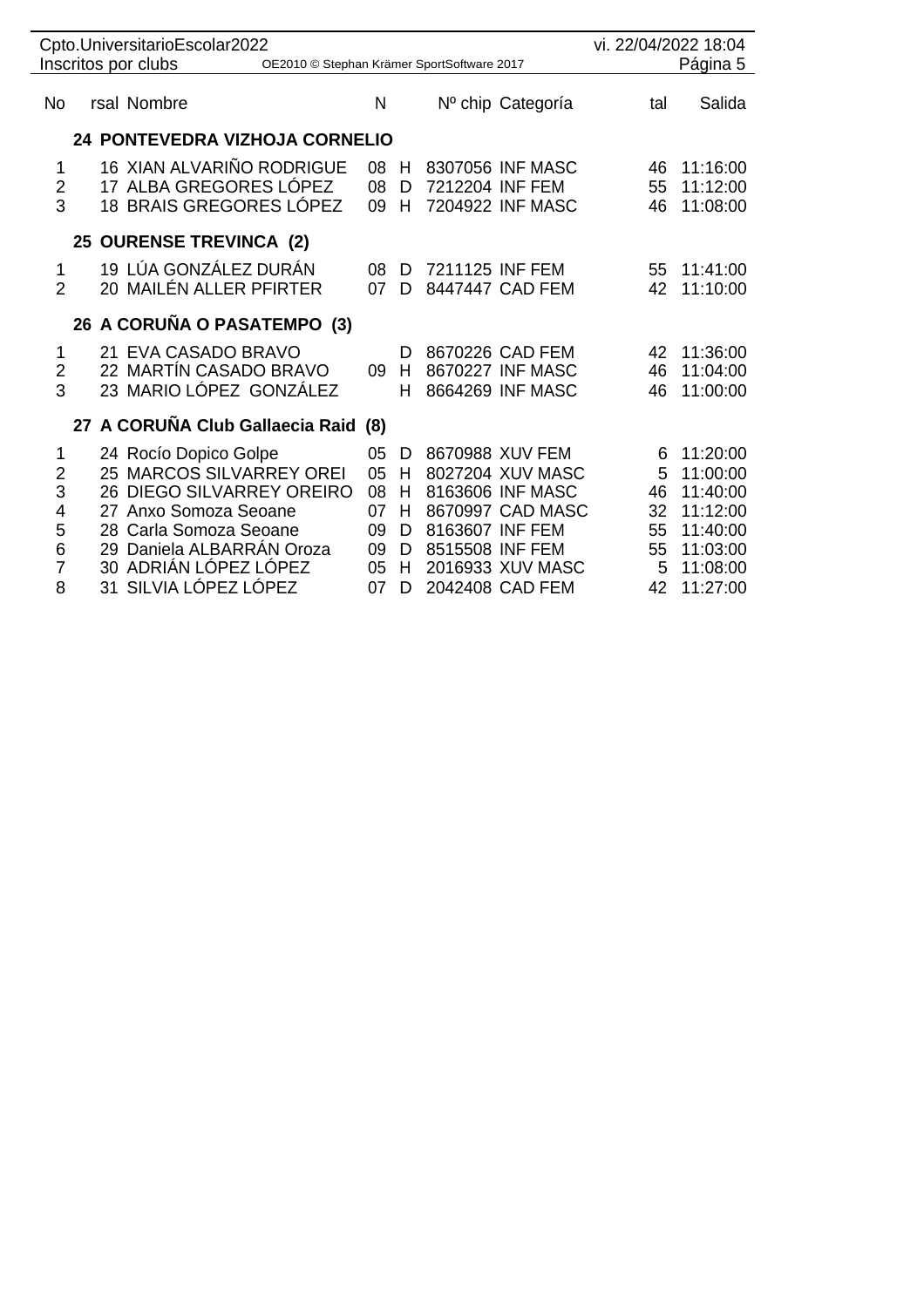| No | rsal | Nombre | N | | Nº chip | Categoría | tal | Salida |
|---|---|---|---|---|---|---|---|---|
| | **24** | **PONTEVEDRA VIZHOJA CORNELIO** | | | | | | |
| 1 | 16 | XIAN ALVARIÑO RODRIGUE | 08 | H | 8307056 | INF MASC | 46 | 11:16:00 |
| 2 | 17 | ALBA GREGORES LÓPEZ | 08 | D | 7212204 | INF FEM | 55 | 11:12:00 |
| 3 | 18 | BRAIS GREGORES LÓPEZ | 09 | H | 7204922 | INF MASC | 46 | 11:08:00 |
| | **25** | **OURENSE TREVINCA (2)** | | | | | | |
| 1 | 19 | LÚA GONZÁLEZ DURÁN | 08 | D | 7211125 | INF FEM | 55 | 11:41:00 |
| 2 | 20 | MAILÉN ALLER PFIRTER | 07 | D | 8447447 | CAD FEM | 42 | 11:10:00 |
| | **26** | **A CORUÑA O PASATEMPO (3)** | | | | | | |
| 1 | 21 | EVA CASADO BRAVO | | D | 8670226 | CAD FEM | 42 | 11:36:00 |
| 2 | 22 | MARTÍN CASADO BRAVO | 09 | H | 8670227 | INF MASC | 46 | 11:04:00 |
| 3 | 23 | MARIO LÓPEZ GONZÁLEZ | | H | 8664269 | INF MASC | 46 | 11:00:00 |
| | **27** | **A CORUÑA Club Gallaecia Raid (8)** | | | | | | |
| 1 | 24 | Rocío Dopico Golpe | 05 | D | 8670988 | XUV FEM | 6 | 11:20:00 |
| 2 | 25 | MARCOS SILVARREY OREI | 05 | H | 8027204 | XUV MASC | 5 | 11:00:00 |
| 3 | 26 | DIEGO SILVARREY OREIRO | 08 | H | 8163606 | INF MASC | 46 | 11:40:00 |
| 4 | 27 | Anxo Somoza Seoane | 07 | H | 8670997 | CAD MASC | 32 | 11:12:00 |
| 5 | 28 | Carla Somoza Seoane | 09 | D | 8163607 | INF FEM | 55 | 11:40:00 |
| 6 | 29 | Daniela ALBARRÁN Oroza | 09 | D | 8515508 | INF FEM | 55 | 11:03:00 |
| 7 | 30 | ADRIÁN LÓPEZ LÓPEZ | 05 | H | 2016933 | XUV MASC | 5 | 11:08:00 |
| 8 | 31 | SILVIA LÓPEZ LÓPEZ | 07 | D | 2042408 | CAD FEM | 42 | 11:27:00 |